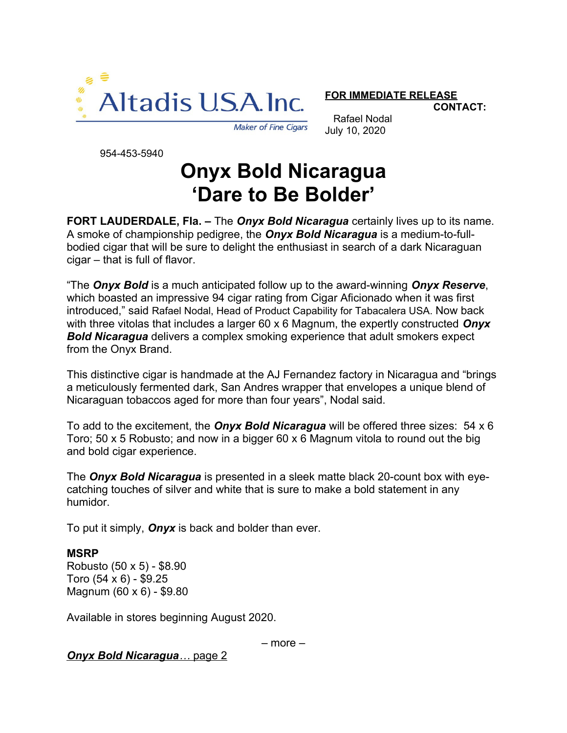Altadis U.S.A. Inc.
Maker of Fine Cigars

**FOR IMMEDIATE RELEASE**
**CONTACT:**
Rafael Nodal
July 10, 2020

954-453-5940

# Onyx Bold Nicaragua
# 'Dare to Be Bolder'

**FORT LAUDERDALE, Fla. –** The ***Onyx Bold Nicaragua*** certainly lives up to its name. A smoke of championship pedigree, the ***Onyx Bold Nicaragua*** is a medium-to-full-bodied cigar that will be sure to delight the enthusiast in search of a dark Nicaraguan cigar – that is full of flavor.

"The ***Onyx Bold*** is a much anticipated follow up to the award-winning ***Onyx Reserve***, which boasted an impressive 94 cigar rating from Cigar Aficionado when it was first introduced," said Rafael Nodal, Head of Product Capability for Tabacalera USA. Now back with three vitolas that includes a larger 60 x 6 Magnum, the expertly constructed ***Onyx Bold Nicaragua*** delivers a complex smoking experience that adult smokers expect from the Onyx Brand.

This distinctive cigar is handmade at the AJ Fernandez factory in Nicaragua and "brings a meticulously fermented dark, San Andres wrapper that envelopes a unique blend of Nicaraguan tobaccos aged for more than four years", Nodal said.

To add to the excitement, the ***Onyx Bold Nicaragua*** will be offered three sizes: 54 x 6 Toro; 50 x 5 Robusto; and now in a bigger 60 x 6 Magnum vitola to round out the big and bold cigar experience.

The ***Onyx Bold Nicaragua*** is presented in a sleek matte black 20-count box with eye-catching touches of silver and white that is sure to make a bold statement in any humidor.

To put it simply, ***Onyx*** is back and bolder than ever.

**MSRP**
Robusto (50 x 5) - $8.90
Toro (54 x 6) - $9.25
Magnum (60 x 6) - $9.80

Available in stores beginning August 2020.

– more –

***Onyx Bold Nicaragua***… page 2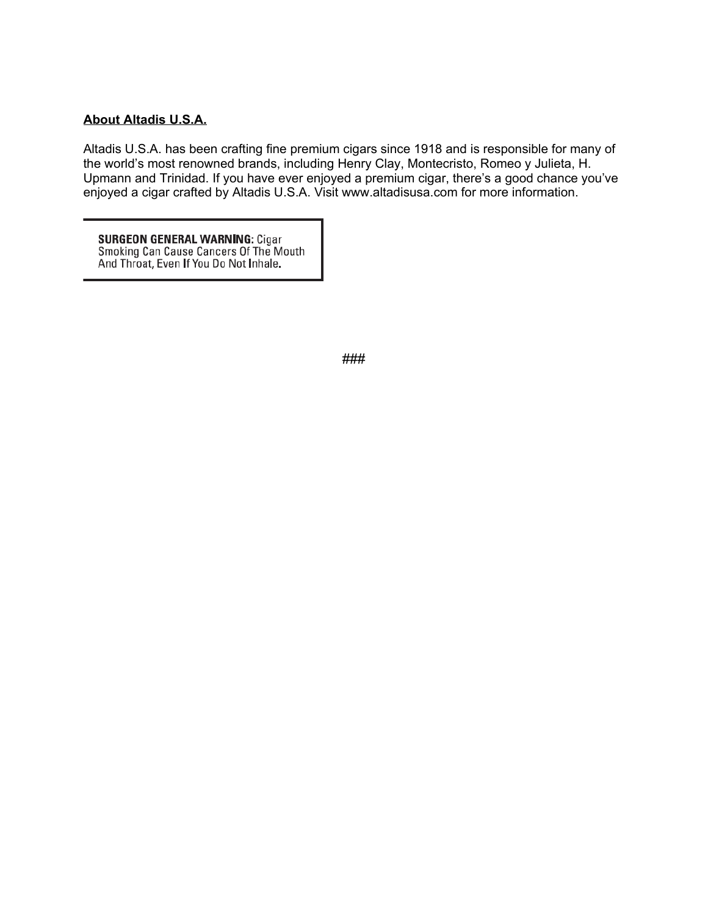**About Altadis U.S.A.**

Altadis U.S.A. has been crafting fine premium cigars since 1918 and is responsible for many of the world's most renowned brands, including Henry Clay, Montecristo, Romeo y Julieta, H. Upmann and Trinidad. If you have ever enjoyed a premium cigar, there's a good chance you've enjoyed a cigar crafted by Altadis U.S.A. Visit www.altadisusa.com for more information.

**SURGEON GENERAL WARNING:** Cigar Smoking Can Cause Cancers Of The Mouth And Throat, Even If You Do Not Inhale.

###